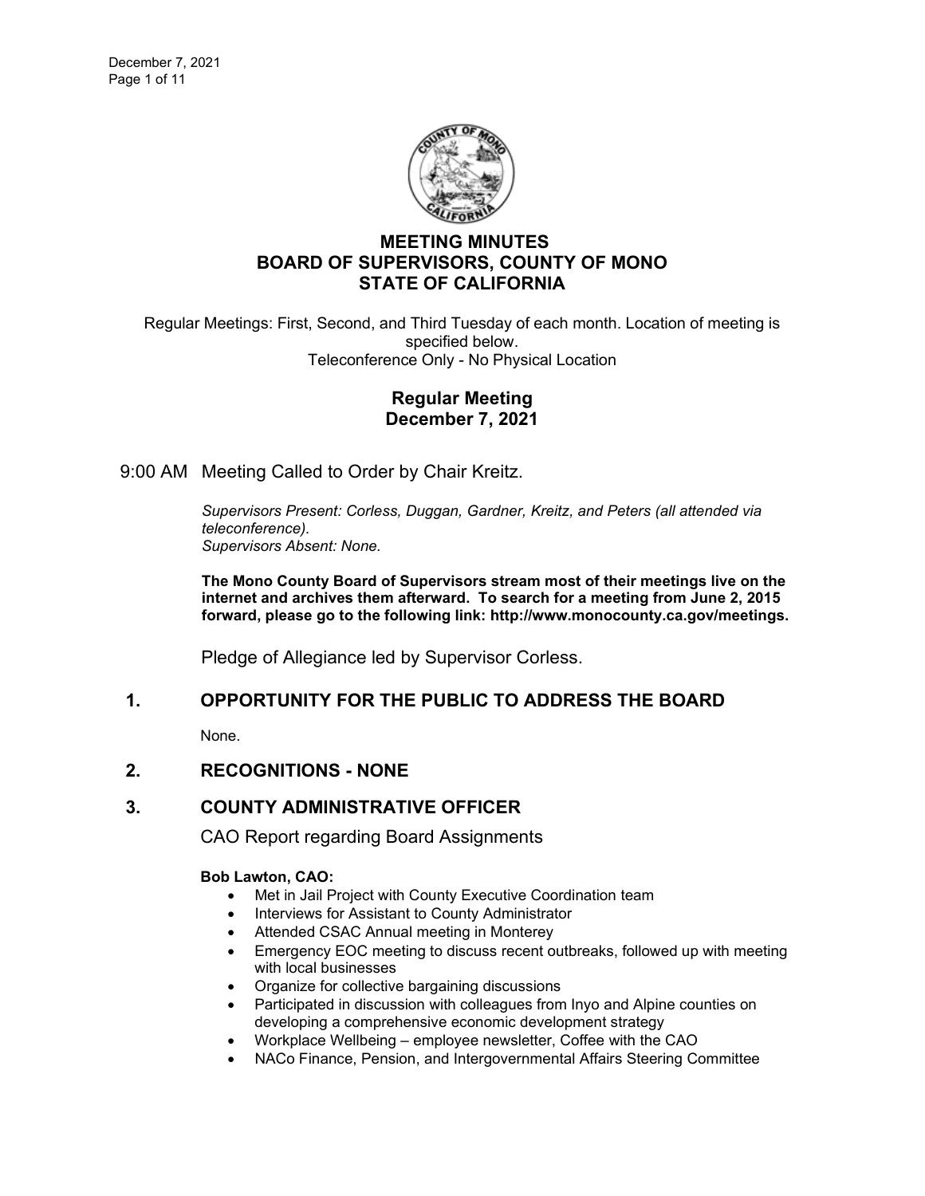# MEETING MINUTES
# BOARD OF SUPERVISORS, COUNTY OF MONO
# STATE OF CALIFORNIA

Regular Meetings: First, Second, and Third Tuesday of each month. Location of meeting is specified below.
Teleconference Only - No Physical Location

## Regular Meeting
## December 7, 2021

9:00 AM Meeting Called to Order by Chair Kreitz.

*Supervisors Present: Corless, Duggan, Gardner, Kreitz, and Peters (all attended via teleconference).*
*Supervisors Absent: None.*

**The Mono County Board of Supervisors stream most of their meetings live on the internet and archives them afterward. To search for a meeting from June 2, 2015 forward, please go to the following link: http://www.monocounty.ca.gov/meetings.**

Pledge of Allegiance led by Supervisor Corless.

## 1. OPPORTUNITY FOR THE PUBLIC TO ADDRESS THE BOARD

None.

## 2. RECOGNITIONS - NONE

## 3. COUNTY ADMINISTRATIVE OFFICER

CAO Report regarding Board Assignments

**Bob Lawton, CAO:**

- Met in Jail Project with County Executive Coordination team
- Interviews for Assistant to County Administrator
- Attended CSAC Annual meeting in Monterey
- Emergency EOC meeting to discuss recent outbreaks, followed up with meeting with local businesses
- Organize for collective bargaining discussions
- Participated in discussion with colleagues from Inyo and Alpine counties on developing a comprehensive economic development strategy
- Workplace Wellbeing – employee newsletter, Coffee with the CAO
- NACo Finance, Pension, and Intergovernmental Affairs Steering Committee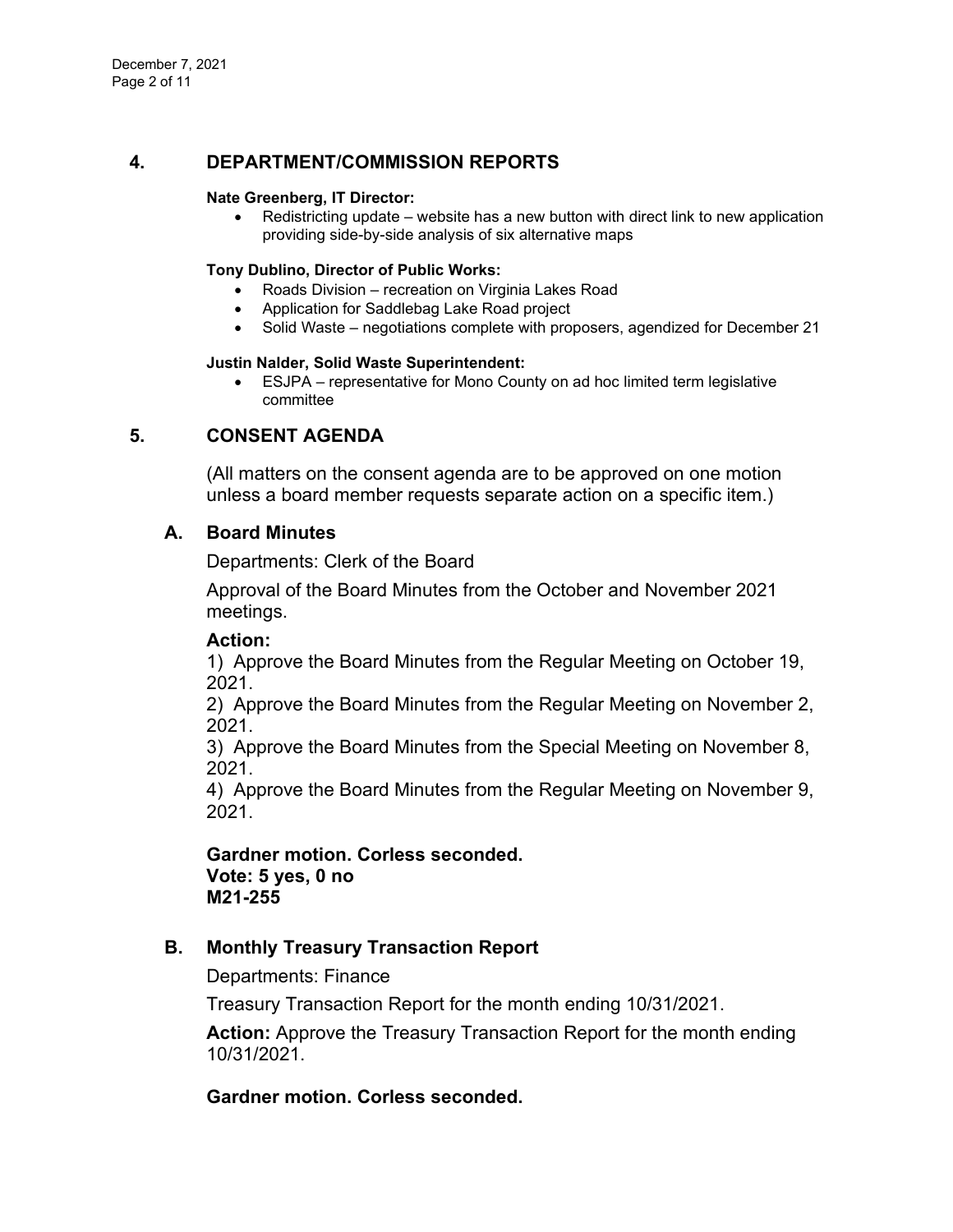## 4. DEPARTMENT/COMMISSION REPORTS

**Nate Greenberg, IT Director:**

- Redistricting update – website has a new button with direct link to new application providing side-by-side analysis of six alternative maps

**Tony Dublino, Director of Public Works:**

- Roads Division – recreation on Virginia Lakes Road
- Application for Saddlebag Lake Road project
- Solid Waste – negotiations complete with proposers, agendized for December 21

**Justin Nalder, Solid Waste Superintendent:**

- ESJPA – representative for Mono County on ad hoc limited term legislative committee

## 5. CONSENT AGENDA

(All matters on the consent agenda are to be approved on one motion unless a board member requests separate action on a specific item.)

### A. Board Minutes

Departments: Clerk of the Board

Approval of the Board Minutes from the October and November 2021 meetings.

**Action:**

1) Approve the Board Minutes from the Regular Meeting on October 19, 2021.
2) Approve the Board Minutes from the Regular Meeting on November 2, 2021.
3) Approve the Board Minutes from the Special Meeting on November 8, 2021.
4) Approve the Board Minutes from the Regular Meeting on November 9, 2021.

**Gardner motion. Corless seconded.**
**Vote: 5 yes, 0 no**
**M21-255**

### B. Monthly Treasury Transaction Report

Departments: Finance

Treasury Transaction Report for the month ending 10/31/2021.

**Action:** Approve the Treasury Transaction Report for the month ending 10/31/2021.

**Gardner motion. Corless seconded.**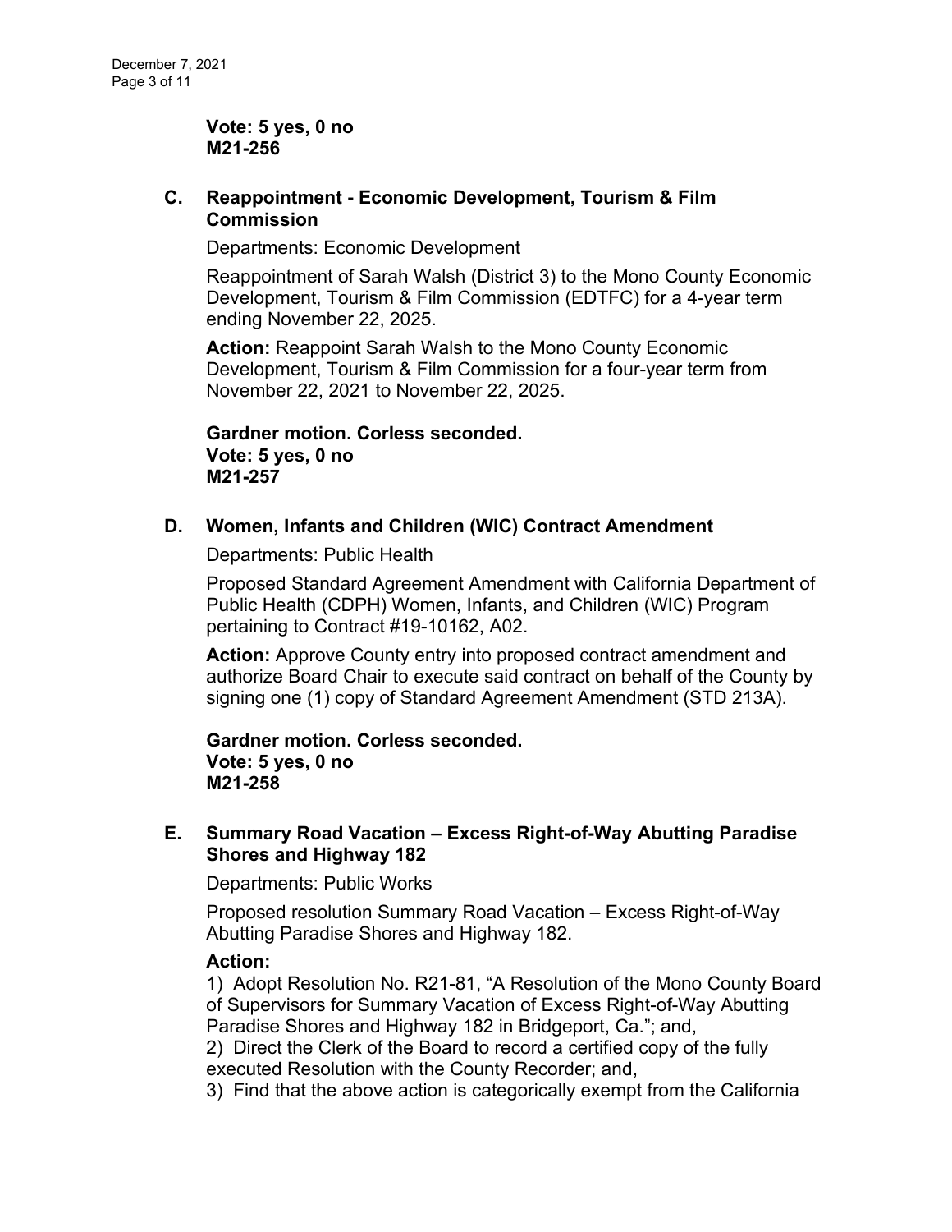**Vote: 5 yes, 0 no**
**M21-256**

### C. Reappointment - Economic Development, Tourism & Film Commission

Departments: Economic Development

Reappointment of Sarah Walsh (District 3) to the Mono County Economic Development, Tourism & Film Commission (EDTFC) for a 4-year term ending November 22, 2025.

**Action:** Reappoint Sarah Walsh to the Mono County Economic Development, Tourism & Film Commission for a four-year term from November 22, 2021 to November 22, 2025.

**Gardner motion. Corless seconded.**
**Vote: 5 yes, 0 no**
**M21-257**

### D. Women, Infants and Children (WIC) Contract Amendment

Departments: Public Health

Proposed Standard Agreement Amendment with California Department of Public Health (CDPH) Women, Infants, and Children (WIC) Program pertaining to Contract #19-10162, A02.

**Action:** Approve County entry into proposed contract amendment and authorize Board Chair to execute said contract on behalf of the County by signing one (1) copy of Standard Agreement Amendment (STD 213A).

**Gardner motion. Corless seconded.**
**Vote: 5 yes, 0 no**
**M21-258**

### E. Summary Road Vacation – Excess Right-of-Way Abutting Paradise Shores and Highway 182

Departments: Public Works

Proposed resolution Summary Road Vacation – Excess Right-of-Way Abutting Paradise Shores and Highway 182.

**Action:**

1) Adopt Resolution No. R21-81, "A Resolution of the Mono County Board of Supervisors for Summary Vacation of Excess Right-of-Way Abutting Paradise Shores and Highway 182 in Bridgeport, Ca."; and,
2) Direct the Clerk of the Board to record a certified copy of the fully executed Resolution with the County Recorder; and,
3) Find that the above action is categorically exempt from the California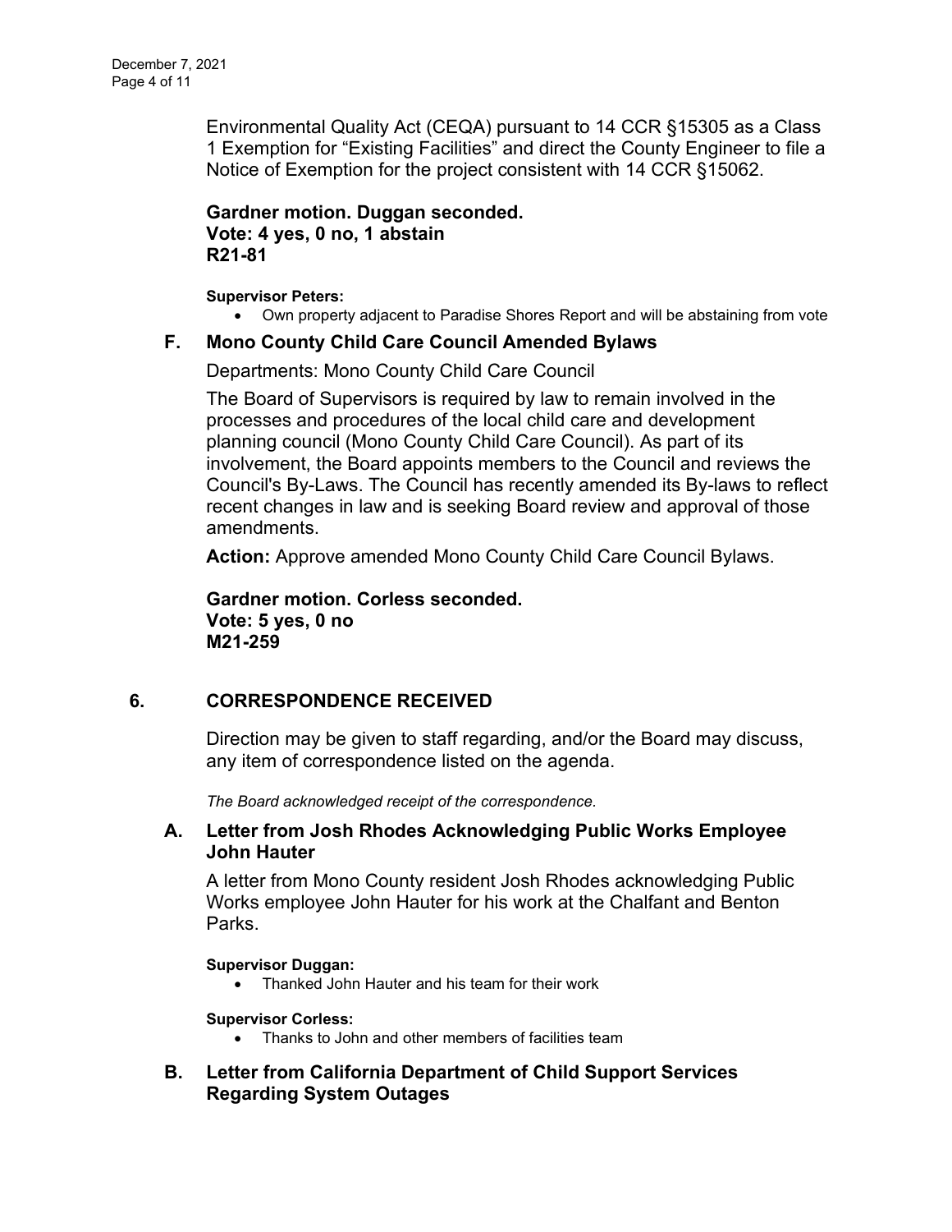Environmental Quality Act (CEQA) pursuant to 14 CCR §15305 as a Class 1 Exemption for "Existing Facilities" and direct the County Engineer to file a Notice of Exemption for the project consistent with 14 CCR §15062.

**Gardner motion. Duggan seconded.**
**Vote: 4 yes, 0 no, 1 abstain**
**R21-81**

**Supervisor Peters:**

- Own property adjacent to Paradise Shores Report and will be abstaining from vote

### F. Mono County Child Care Council Amended Bylaws

Departments: Mono County Child Care Council

The Board of Supervisors is required by law to remain involved in the processes and procedures of the local child care and development planning council (Mono County Child Care Council). As part of its involvement, the Board appoints members to the Council and reviews the Council's By-Laws. The Council has recently amended its By-laws to reflect recent changes in law and is seeking Board review and approval of those amendments.

**Action:** Approve amended Mono County Child Care Council Bylaws.

**Gardner motion. Corless seconded.**
**Vote: 5 yes, 0 no**
**M21-259**

## 6. CORRESPONDENCE RECEIVED

Direction may be given to staff regarding, and/or the Board may discuss, any item of correspondence listed on the agenda.

*The Board acknowledged receipt of the correspondence.*

### A. Letter from Josh Rhodes Acknowledging Public Works Employee John Hauter

A letter from Mono County resident Josh Rhodes acknowledging Public Works employee John Hauter for his work at the Chalfant and Benton Parks.

**Supervisor Duggan:**

- Thanked John Hauter and his team for their work

**Supervisor Corless:**

- Thanks to John and other members of facilities team

### B. Letter from California Department of Child Support Services Regarding System Outages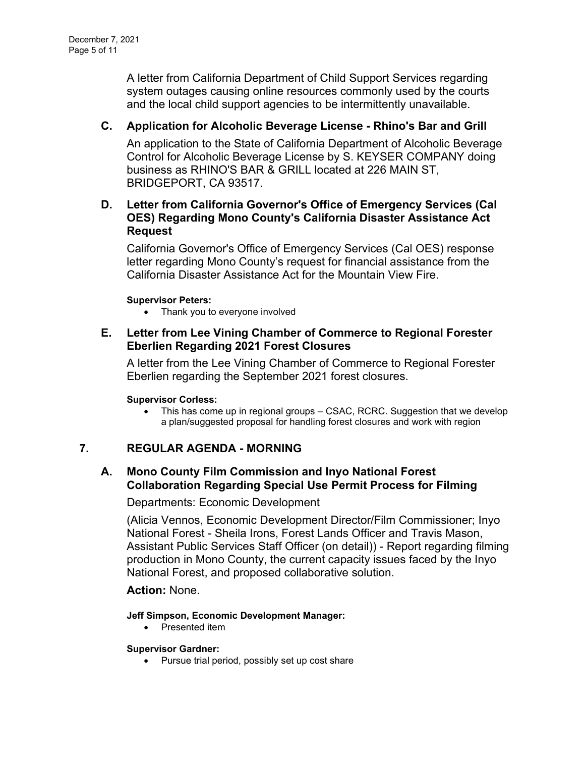A letter from California Department of Child Support Services regarding system outages causing online resources commonly used by the courts and the local child support agencies to be intermittently unavailable.

### C. Application for Alcoholic Beverage License - Rhino's Bar and Grill

An application to the State of California Department of Alcoholic Beverage Control for Alcoholic Beverage License by S. KEYSER COMPANY doing business as RHINO'S BAR & GRILL located at 226 MAIN ST, BRIDGEPORT, CA 93517.

### D. Letter from California Governor's Office of Emergency Services (Cal OES) Regarding Mono County's California Disaster Assistance Act Request

California Governor's Office of Emergency Services (Cal OES) response letter regarding Mono County's request for financial assistance from the California Disaster Assistance Act for the Mountain View Fire.

**Supervisor Peters:**

- Thank you to everyone involved

### E. Letter from Lee Vining Chamber of Commerce to Regional Forester Eberlien Regarding 2021 Forest Closures

A letter from the Lee Vining Chamber of Commerce to Regional Forester Eberlien regarding the September 2021 forest closures.

**Supervisor Corless:**

- This has come up in regional groups – CSAC, RCRC. Suggestion that we develop a plan/suggested proposal for handling forest closures and work with region

## 7. REGULAR AGENDA - MORNING

### A. Mono County Film Commission and Inyo National Forest Collaboration Regarding Special Use Permit Process for Filming

Departments: Economic Development

(Alicia Vennos, Economic Development Director/Film Commissioner; Inyo National Forest - Sheila Irons, Forest Lands Officer and Travis Mason, Assistant Public Services Staff Officer (on detail)) - Report regarding filming production in Mono County, the current capacity issues faced by the Inyo National Forest, and proposed collaborative solution.

**Action:** None.

**Jeff Simpson, Economic Development Manager:**

- Presented item

**Supervisor Gardner:**

- Pursue trial period, possibly set up cost share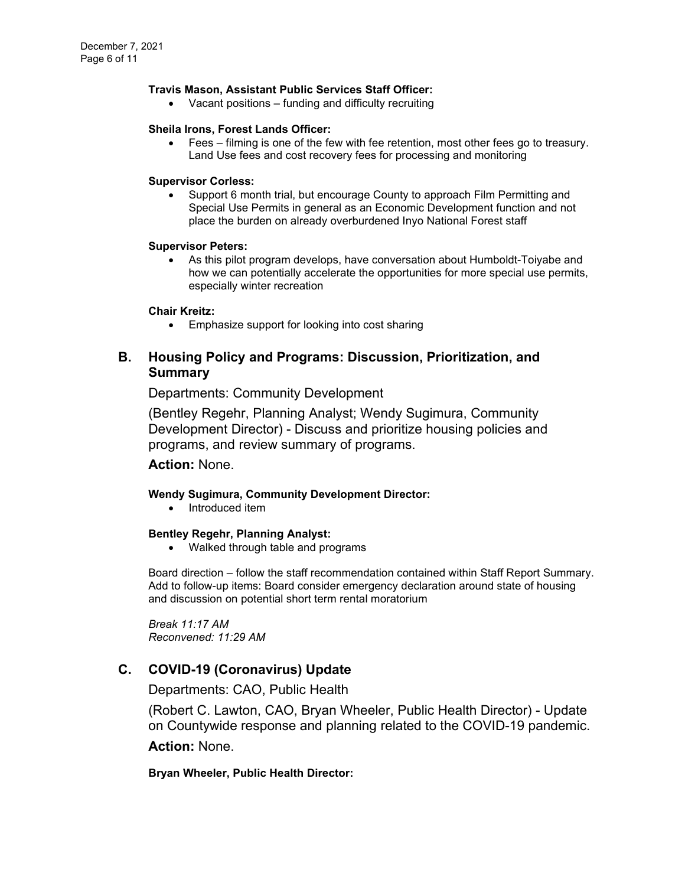**Travis Mason, Assistant Public Services Staff Officer:**

- Vacant positions – funding and difficulty recruiting

**Sheila Irons, Forest Lands Officer:**

- Fees – filming is one of the few with fee retention, most other fees go to treasury. Land Use fees and cost recovery fees for processing and monitoring

**Supervisor Corless:**

- Support 6 month trial, but encourage County to approach Film Permitting and Special Use Permits in general as an Economic Development function and not place the burden on already overburdened Inyo National Forest staff

**Supervisor Peters:**

- As this pilot program develops, have conversation about Humboldt-Toiyabe and how we can potentially accelerate the opportunities for more special use permits, especially winter recreation

**Chair Kreitz:**

- Emphasize support for looking into cost sharing

## B. Housing Policy and Programs: Discussion, Prioritization, and Summary

Departments: Community Development

(Bentley Regehr, Planning Analyst; Wendy Sugimura, Community Development Director) - Discuss and prioritize housing policies and programs, and review summary of programs.

**Action:** None.

**Wendy Sugimura, Community Development Director:**

- Introduced item

**Bentley Regehr, Planning Analyst:**

- Walked through table and programs

Board direction – follow the staff recommendation contained within Staff Report Summary. Add to follow-up items: Board consider emergency declaration around state of housing and discussion on potential short term rental moratorium

*Break 11:17 AM*
*Reconvened: 11:29 AM*

## C. COVID-19 (Coronavirus) Update

Departments: CAO, Public Health

(Robert C. Lawton, CAO, Bryan Wheeler, Public Health Director) - Update on Countywide response and planning related to the COVID-19 pandemic.

**Action:** None.

**Bryan Wheeler, Public Health Director:**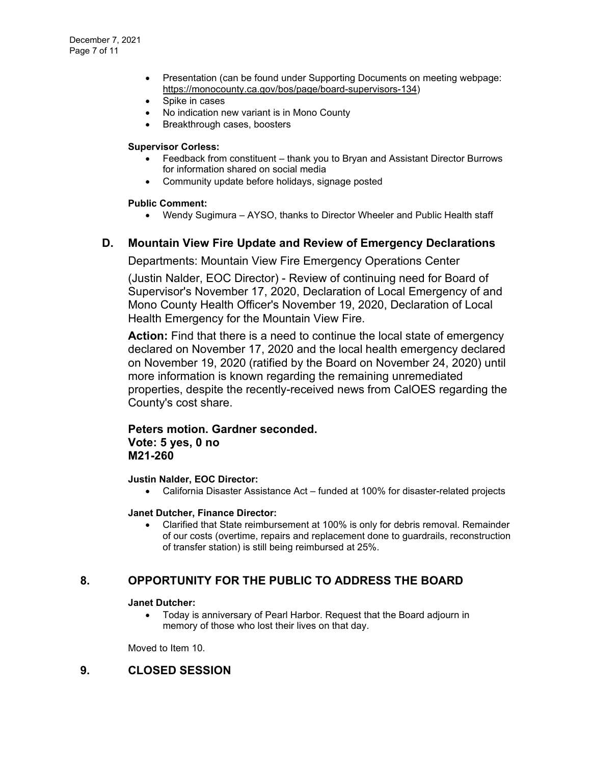- Presentation (can be found under Supporting Documents on meeting webpage: https://monocounty.ca.gov/bos/page/board-supervisors-134)
- Spike in cases
- No indication new variant is in Mono County
- Breakthrough cases, boosters

**Supervisor Corless:**

- Feedback from constituent – thank you to Bryan and Assistant Director Burrows for information shared on social media
- Community update before holidays, signage posted

**Public Comment:**

- Wendy Sugimura – AYSO, thanks to Director Wheeler and Public Health staff

## D. Mountain View Fire Update and Review of Emergency Declarations

Departments: Mountain View Fire Emergency Operations Center

(Justin Nalder, EOC Director) - Review of continuing need for Board of Supervisor's November 17, 2020, Declaration of Local Emergency of and Mono County Health Officer's November 19, 2020, Declaration of Local Health Emergency for the Mountain View Fire.

**Action:** Find that there is a need to continue the local state of emergency declared on November 17, 2020 and the local health emergency declared on November 19, 2020 (ratified by the Board on November 24, 2020) until more information is known regarding the remaining unremediated properties, despite the recently-received news from CalOES regarding the County's cost share.

**Peters motion. Gardner seconded.**
**Vote: 5 yes, 0 no**
**M21-260**

**Justin Nalder, EOC Director:**

- California Disaster Assistance Act – funded at 100% for disaster-related projects

**Janet Dutcher, Finance Director:**

- Clarified that State reimbursement at 100% is only for debris removal. Remainder of our costs (overtime, repairs and replacement done to guardrails, reconstruction of transfer station) is still being reimbursed at 25%.

## 8. OPPORTUNITY FOR THE PUBLIC TO ADDRESS THE BOARD

**Janet Dutcher:**

- Today is anniversary of Pearl Harbor. Request that the Board adjourn in memory of those who lost their lives on that day.

Moved to Item 10.

## 9. CLOSED SESSION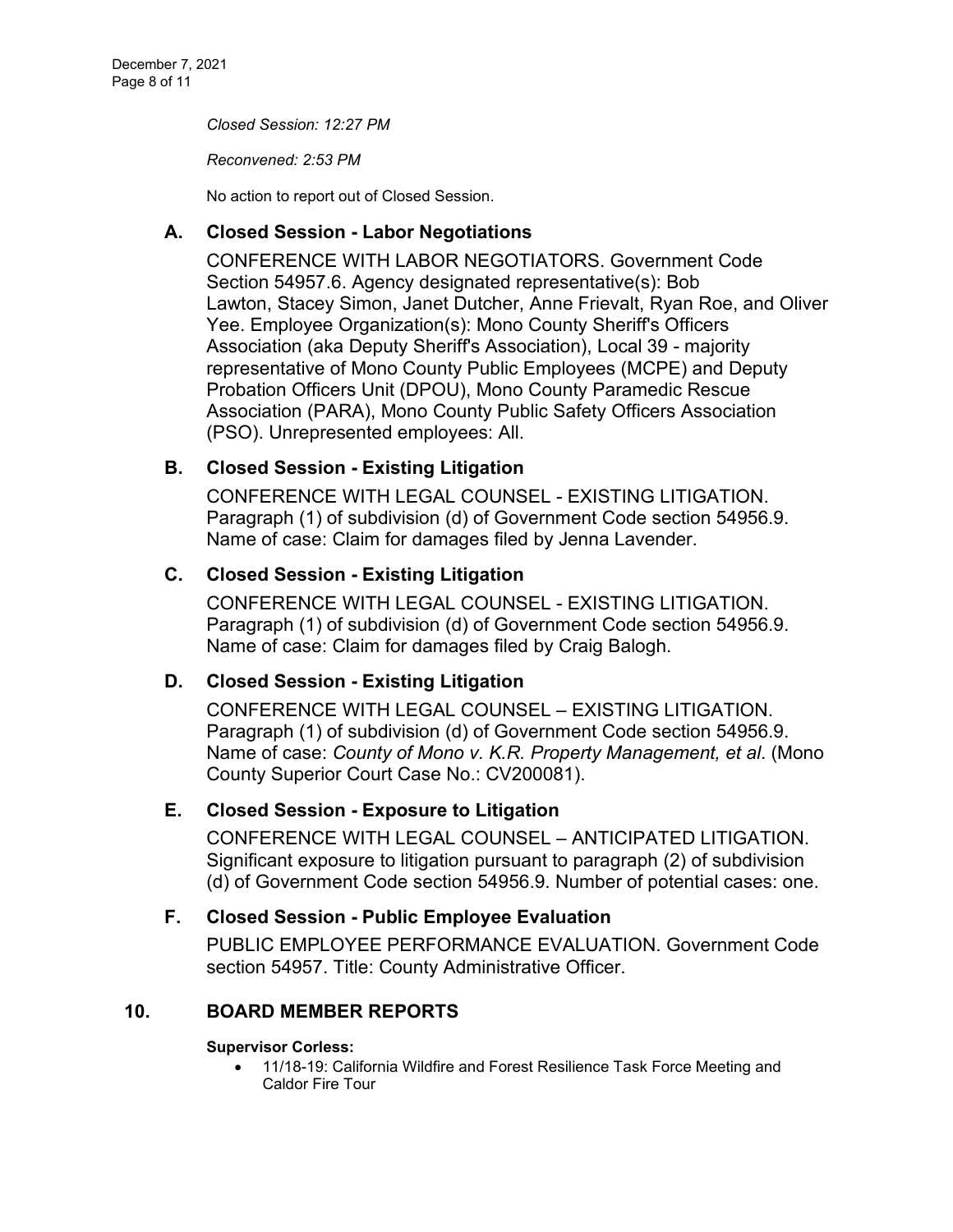*Closed Session: 12:27 PM*

*Reconvened: 2:53 PM*

No action to report out of Closed Session.

### A. Closed Session - Labor Negotiations

CONFERENCE WITH LABOR NEGOTIATORS. Government Code Section 54957.6. Agency designated representative(s): Bob Lawton, Stacey Simon, Janet Dutcher, Anne Frievalt, Ryan Roe, and Oliver Yee. Employee Organization(s): Mono County Sheriff's Officers Association (aka Deputy Sheriff's Association), Local 39 - majority representative of Mono County Public Employees (MCPE) and Deputy Probation Officers Unit (DPOU), Mono County Paramedic Rescue Association (PARA), Mono County Public Safety Officers Association (PSO). Unrepresented employees: All.

### B. Closed Session - Existing Litigation

CONFERENCE WITH LEGAL COUNSEL - EXISTING LITIGATION. Paragraph (1) of subdivision (d) of Government Code section 54956.9. Name of case: Claim for damages filed by Jenna Lavender.

### C. Closed Session - Existing Litigation

CONFERENCE WITH LEGAL COUNSEL - EXISTING LITIGATION. Paragraph (1) of subdivision (d) of Government Code section 54956.9. Name of case: Claim for damages filed by Craig Balogh.

### D. Closed Session - Existing Litigation

CONFERENCE WITH LEGAL COUNSEL – EXISTING LITIGATION. Paragraph (1) of subdivision (d) of Government Code section 54956.9. Name of case: *County of Mono v. K.R. Property Management, et al*. (Mono County Superior Court Case No.: CV200081).

### E. Closed Session - Exposure to Litigation

CONFERENCE WITH LEGAL COUNSEL – ANTICIPATED LITIGATION. Significant exposure to litigation pursuant to paragraph (2) of subdivision (d) of Government Code section 54956.9. Number of potential cases: one.

### F. Closed Session - Public Employee Evaluation

PUBLIC EMPLOYEE PERFORMANCE EVALUATION. Government Code section 54957. Title: County Administrative Officer.

## 10. BOARD MEMBER REPORTS

**Supervisor Corless:**

- 11/18-19: California Wildfire and Forest Resilience Task Force Meeting and Caldor Fire Tour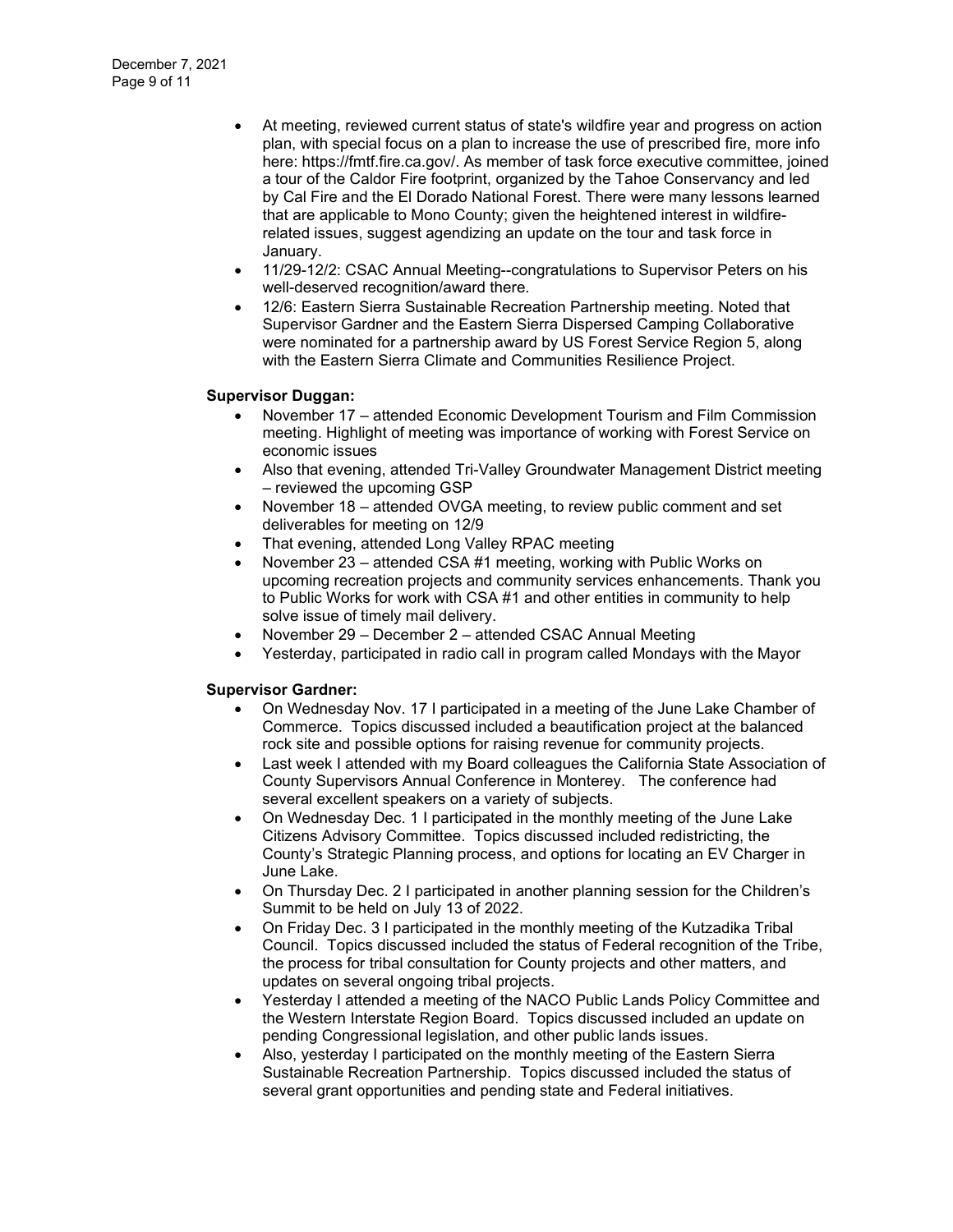- At meeting, reviewed current status of state's wildfire year and progress on action plan, with special focus on a plan to increase the use of prescribed fire, more info here: https://fmtf.fire.ca.gov/. As member of task force executive committee, joined a tour of the Caldor Fire footprint, organized by the Tahoe Conservancy and led by Cal Fire and the El Dorado National Forest. There were many lessons learned that are applicable to Mono County; given the heightened interest in wildfire-related issues, suggest agendizing an update on the tour and task force in January.
- 11/29-12/2: CSAC Annual Meeting--congratulations to Supervisor Peters on his well-deserved recognition/award there.
- 12/6: Eastern Sierra Sustainable Recreation Partnership meeting. Noted that Supervisor Gardner and the Eastern Sierra Dispersed Camping Collaborative were nominated for a partnership award by US Forest Service Region 5, along with the Eastern Sierra Climate and Communities Resilience Project.

**Supervisor Duggan:**

- November 17 – attended Economic Development Tourism and Film Commission meeting. Highlight of meeting was importance of working with Forest Service on economic issues
- Also that evening, attended Tri-Valley Groundwater Management District meeting – reviewed the upcoming GSP
- November 18 – attended OVGA meeting, to review public comment and set deliverables for meeting on 12/9
- That evening, attended Long Valley RPAC meeting
- November 23 – attended CSA #1 meeting, working with Public Works on upcoming recreation projects and community services enhancements. Thank you to Public Works for work with CSA #1 and other entities in community to help solve issue of timely mail delivery.
- November 29 – December 2 – attended CSAC Annual Meeting
- Yesterday, participated in radio call in program called Mondays with the Mayor

**Supervisor Gardner:**

- On Wednesday Nov. 17 I participated in a meeting of the June Lake Chamber of Commerce. Topics discussed included a beautification project at the balanced rock site and possible options for raising revenue for community projects.
- Last week I attended with my Board colleagues the California State Association of County Supervisors Annual Conference in Monterey. The conference had several excellent speakers on a variety of subjects.
- On Wednesday Dec. 1 I participated in the monthly meeting of the June Lake Citizens Advisory Committee. Topics discussed included redistricting, the County's Strategic Planning process, and options for locating an EV Charger in June Lake.
- On Thursday Dec. 2 I participated in another planning session for the Children's Summit to be held on July 13 of 2022.
- On Friday Dec. 3 I participated in the monthly meeting of the Kutzadika Tribal Council. Topics discussed included the status of Federal recognition of the Tribe, the process for tribal consultation for County projects and other matters, and updates on several ongoing tribal projects.
- Yesterday I attended a meeting of the NACO Public Lands Policy Committee and the Western Interstate Region Board. Topics discussed included an update on pending Congressional legislation, and other public lands issues.
- Also, yesterday I participated on the monthly meeting of the Eastern Sierra Sustainable Recreation Partnership. Topics discussed included the status of several grant opportunities and pending state and Federal initiatives.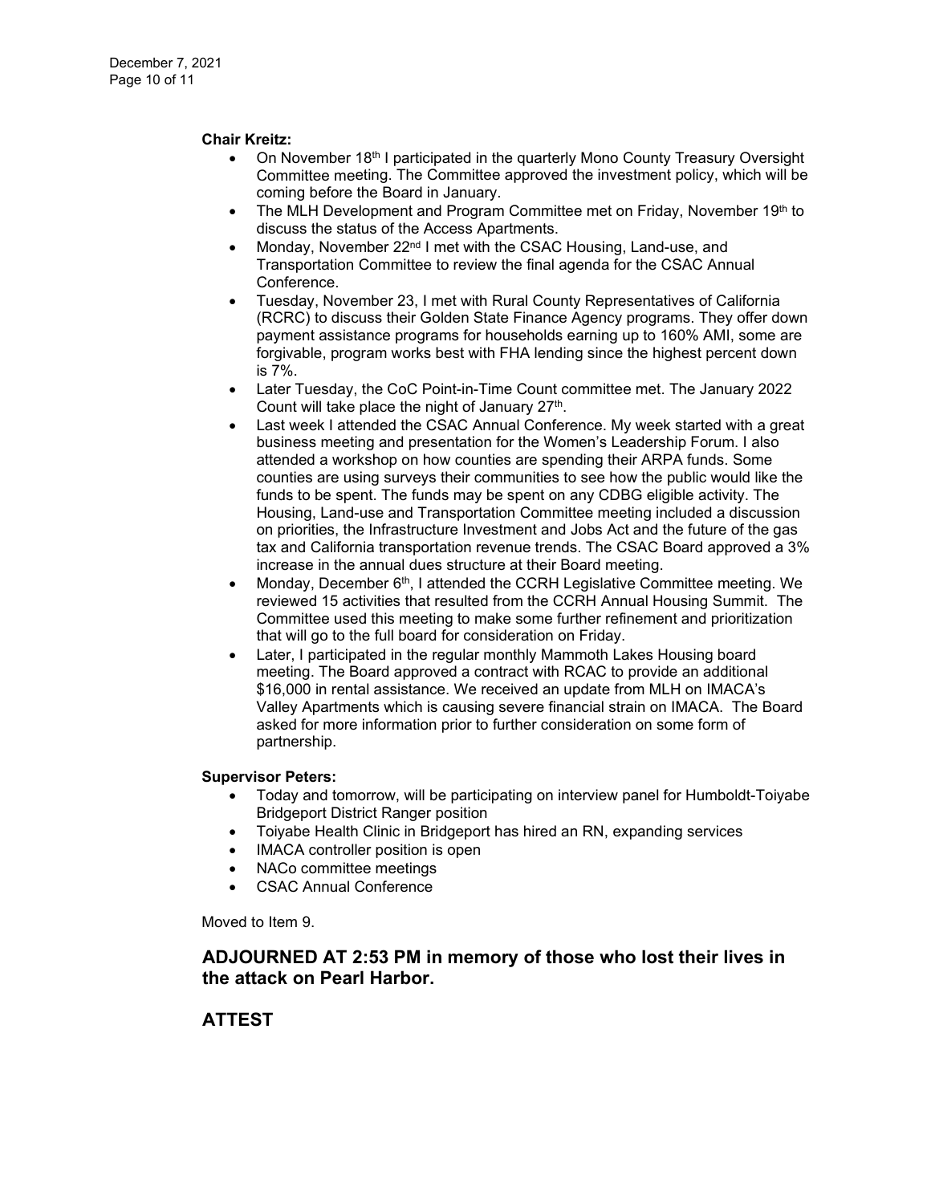**Chair Kreitz:**

- On November 18th I participated in the quarterly Mono County Treasury Oversight Committee meeting. The Committee approved the investment policy, which will be coming before the Board in January.
- The MLH Development and Program Committee met on Friday, November 19th to discuss the status of the Access Apartments.
- Monday, November 22nd I met with the CSAC Housing, Land-use, and Transportation Committee to review the final agenda for the CSAC Annual Conference.
- Tuesday, November 23, I met with Rural County Representatives of California (RCRC) to discuss their Golden State Finance Agency programs. They offer down payment assistance programs for households earning up to 160% AMI, some are forgivable, program works best with FHA lending since the highest percent down is 7%.
- Later Tuesday, the CoC Point-in-Time Count committee met. The January 2022 Count will take place the night of January 27th.
- Last week I attended the CSAC Annual Conference. My week started with a great business meeting and presentation for the Women's Leadership Forum. I also attended a workshop on how counties are spending their ARPA funds. Some counties are using surveys their communities to see how the public would like the funds to be spent. The funds may be spent on any CDBG eligible activity. The Housing, Land-use and Transportation Committee meeting included a discussion on priorities, the Infrastructure Investment and Jobs Act and the future of the gas tax and California transportation revenue trends. The CSAC Board approved a 3% increase in the annual dues structure at their Board meeting.
- Monday, December 6th, I attended the CCRH Legislative Committee meeting. We reviewed 15 activities that resulted from the CCRH Annual Housing Summit. The Committee used this meeting to make some further refinement and prioritization that will go to the full board for consideration on Friday.
- Later, I participated in the regular monthly Mammoth Lakes Housing board meeting. The Board approved a contract with RCAC to provide an additional $16,000 in rental assistance. We received an update from MLH on IMACA's Valley Apartments which is causing severe financial strain on IMACA. The Board asked for more information prior to further consideration on some form of partnership.

**Supervisor Peters:**

- Today and tomorrow, will be participating on interview panel for Humboldt-Toiyabe Bridgeport District Ranger position
- Toiyabe Health Clinic in Bridgeport has hired an RN, expanding services
- IMACA controller position is open
- NACo committee meetings
- CSAC Annual Conference

Moved to Item 9.

## ADJOURNED AT 2:53 PM in memory of those who lost their lives in the attack on Pearl Harbor.

## ATTEST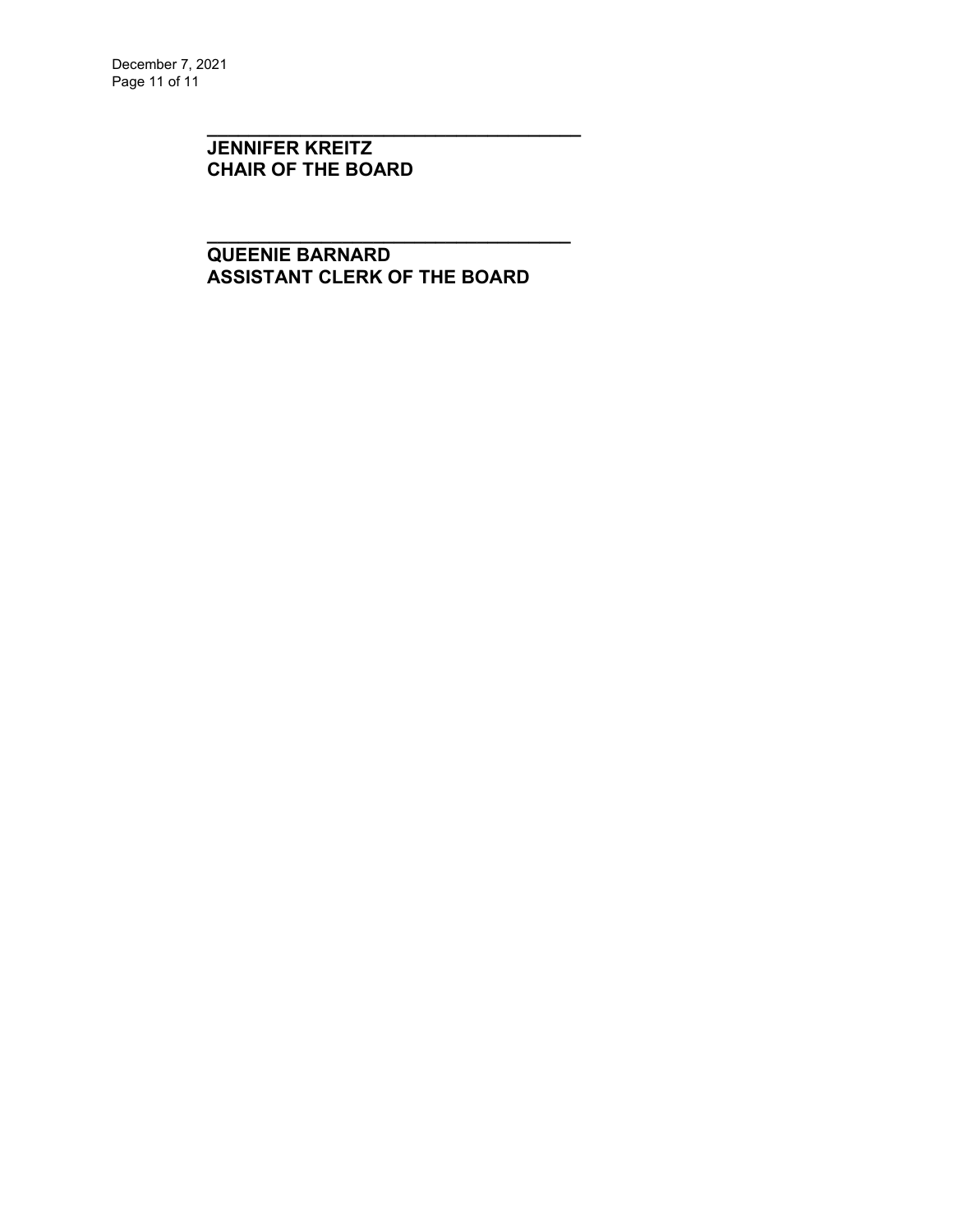\_\_\_\_\_\_\_\_\_\_\_\_\_\_\_\_\_\_\_\_\_\_\_\_\_\_\_\_\_\_\_\_\_\_\_\_\_

**JENNIFER KREITZ**
**CHAIR OF THE BOARD**

\_\_\_\_\_\_\_\_\_\_\_\_\_\_\_\_\_\_\_\_\_\_\_\_\_\_\_\_\_\_\_\_\_\_\_\_\_

**QUEENIE BARNARD**
**ASSISTANT CLERK OF THE BOARD**